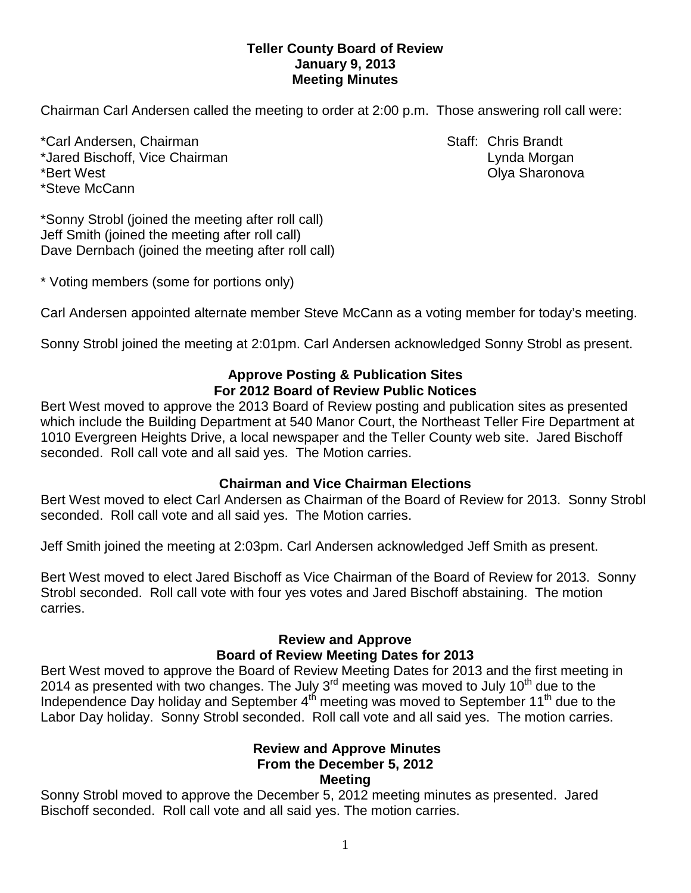**Teller County Board of Review**
**January 9, 2013**
**Meeting Minutes**

Chairman Carl Andersen called the meeting to order at 2:00 p.m. Those answering roll call were:

*Carl Andersen, Chairman
*Jared Bischoff, Vice Chairman
*Bert West
*Steve McCann

Staff: Chris Brandt
Lynda Morgan
Olya Sharonova

*Sonny Strobl (joined the meeting after roll call)
Jeff Smith (joined the meeting after roll call)
Dave Dernbach (joined the meeting after roll call)

* Voting members (some for portions only)

Carl Andersen appointed alternate member Steve McCann as a voting member for today's meeting.

Sonny Strobl joined the meeting at 2:01pm. Carl Andersen acknowledged Sonny Strobl as present.

## Approve Posting & Publication Sites For 2012 Board of Review Public Notices

Bert West moved to approve the 2013 Board of Review posting and publication sites as presented which include the Building Department at 540 Manor Court, the Northeast Teller Fire Department at 1010 Evergreen Heights Drive, a local newspaper and the Teller County web site. Jared Bischoff seconded. Roll call vote and all said yes. The Motion carries.

## Chairman and Vice Chairman Elections

Bert West moved to elect Carl Andersen as Chairman of the Board of Review for 2013. Sonny Strobl seconded. Roll call vote and all said yes. The Motion carries.

Jeff Smith joined the meeting at 2:03pm. Carl Andersen acknowledged Jeff Smith as present.

Bert West moved to elect Jared Bischoff as Vice Chairman of the Board of Review for 2013. Sonny Strobl seconded. Roll call vote with four yes votes and Jared Bischoff abstaining. The motion carries.

## Review and Approve Board of Review Meeting Dates for 2013

Bert West moved to approve the Board of Review Meeting Dates for 2013 and the first meeting in 2014 as presented with two changes. The July 3rd meeting was moved to July 10th due to the Independence Day holiday and September 4th meeting was moved to September 11th due to the Labor Day holiday. Sonny Strobl seconded. Roll call vote and all said yes. The motion carries.

## Review and Approve Minutes From the December 5, 2012 Meeting

Sonny Strobl moved to approve the December 5, 2012 meeting minutes as presented. Jared Bischoff seconded. Roll call vote and all said yes. The motion carries.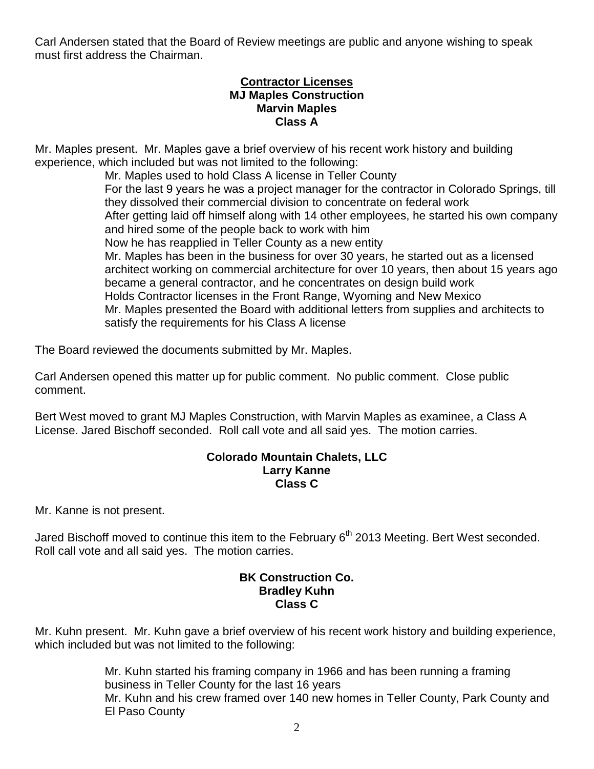Carl Andersen stated that the Board of Review meetings are public and anyone wishing to speak must first address the Chairman.

**Contractor Licenses**
**MJ Maples Construction**
**Marvin Maples**
**Class A**

Mr. Maples present. Mr. Maples gave a brief overview of his recent work history and building experience, which included but was not limited to the following:

- Mr. Maples used to hold Class A license in Teller County
- For the last 9 years he was a project manager for the contractor in Colorado Springs, till they dissolved their commercial division to concentrate on federal work
- After getting laid off himself along with 14 other employees, he started his own company and hired some of the people back to work with him
- Now he has reapplied in Teller County as a new entity
- Mr. Maples has been in the business for over 30 years, he started out as a licensed architect working on commercial architecture for over 10 years, then about 15 years ago became a general contractor, and he concentrates on design build work
- Holds Contractor licenses in the Front Range, Wyoming and New Mexico
- Mr. Maples presented the Board with additional letters from supplies and architects to satisfy the requirements for his Class A license

The Board reviewed the documents submitted by Mr. Maples.

Carl Andersen opened this matter up for public comment. No public comment. Close public comment.

Bert West moved to grant MJ Maples Construction, with Marvin Maples as examinee, a Class A License. Jared Bischoff seconded. Roll call vote and all said yes. The motion carries.

**Colorado Mountain Chalets, LLC**
**Larry Kanne**
**Class C**

Mr. Kanne is not present.

Jared Bischoff moved to continue this item to the February 6th 2013 Meeting. Bert West seconded. Roll call vote and all said yes. The motion carries.

**BK Construction Co.**
**Bradley Kuhn**
**Class C**

Mr. Kuhn present. Mr. Kuhn gave a brief overview of his recent work history and building experience, which included but was not limited to the following:

- Mr. Kuhn started his framing company in 1966 and has been running a framing business in Teller County for the last 16 years
- Mr. Kuhn and his crew framed over 140 new homes in Teller County, Park County and El Paso County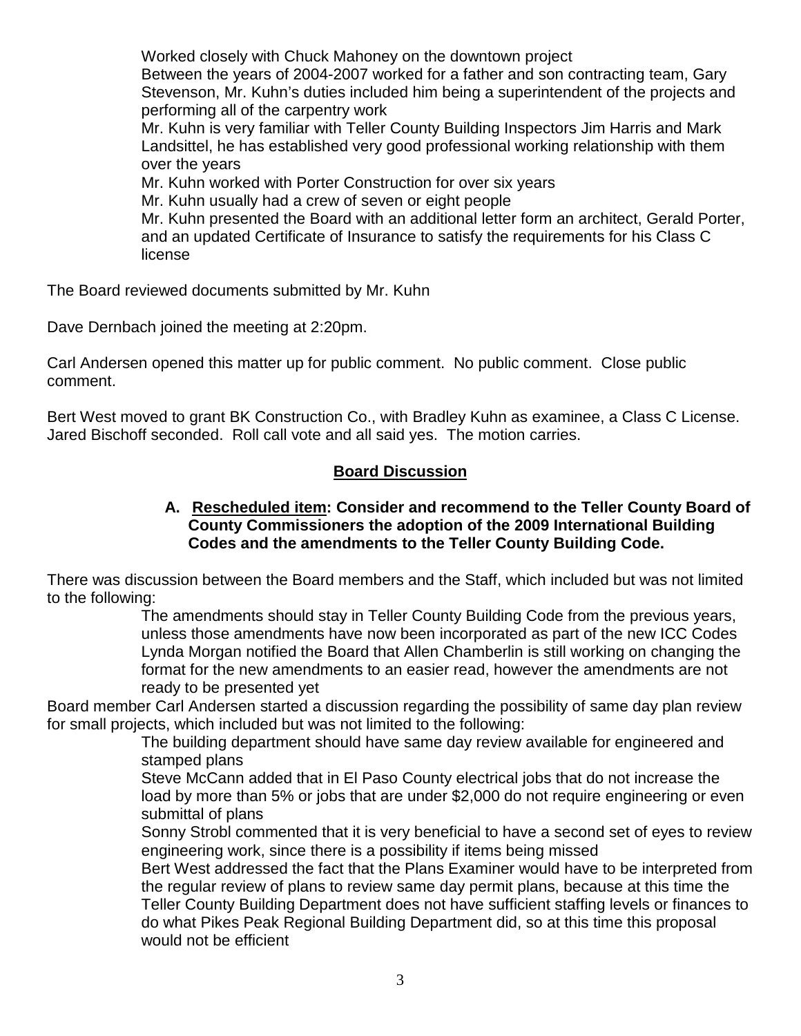Worked closely with Chuck Mahoney on the downtown project

Between the years of 2004-2007 worked for a father and son contracting team, Gary Stevenson, Mr. Kuhn's duties included him being a superintendent of the projects and performing all of the carpentry work

Mr. Kuhn is very familiar with Teller County Building Inspectors Jim Harris and Mark Landsittel, he has established very good professional working relationship with them over the years

Mr. Kuhn worked with Porter Construction for over six years

Mr. Kuhn usually had a crew of seven or eight people

Mr. Kuhn presented the Board with an additional letter form an architect, Gerald Porter, and an updated Certificate of Insurance to satisfy the requirements for his Class C license

The Board reviewed documents submitted by Mr. Kuhn

Dave Dernbach joined the meeting at 2:20pm.

Carl Andersen opened this matter up for public comment. No public comment. Close public comment.

Bert West moved to grant BK Construction Co., with Bradley Kuhn as examinee, a Class C License. Jared Bischoff seconded. Roll call vote and all said yes. The motion carries.

## Board Discussion

**A. Rescheduled item: Consider and recommend to the Teller County Board of County Commissioners the adoption of the 2009 International Building Codes and the amendments to the Teller County Building Code.**

There was discussion between the Board members and the Staff, which included but was not limited to the following:

The amendments should stay in Teller County Building Code from the previous years, unless those amendments have now been incorporated as part of the new ICC Codes

Lynda Morgan notified the Board that Allen Chamberlin is still working on changing the format for the new amendments to an easier read, however the amendments are not ready to be presented yet

Board member Carl Andersen started a discussion regarding the possibility of same day plan review for small projects, which included but was not limited to the following:

The building department should have same day review available for engineered and stamped plans

Steve McCann added that in El Paso County electrical jobs that do not increase the load by more than 5% or jobs that are under $2,000 do not require engineering or even submittal of plans

Sonny Strobl commented that it is very beneficial to have a second set of eyes to review engineering work, since there is a possibility if items being missed

Bert West addressed the fact that the Plans Examiner would have to be interpreted from the regular review of plans to review same day permit plans, because at this time the Teller County Building Department does not have sufficient staffing levels or finances to do what Pikes Peak Regional Building Department did, so at this time this proposal would not be efficient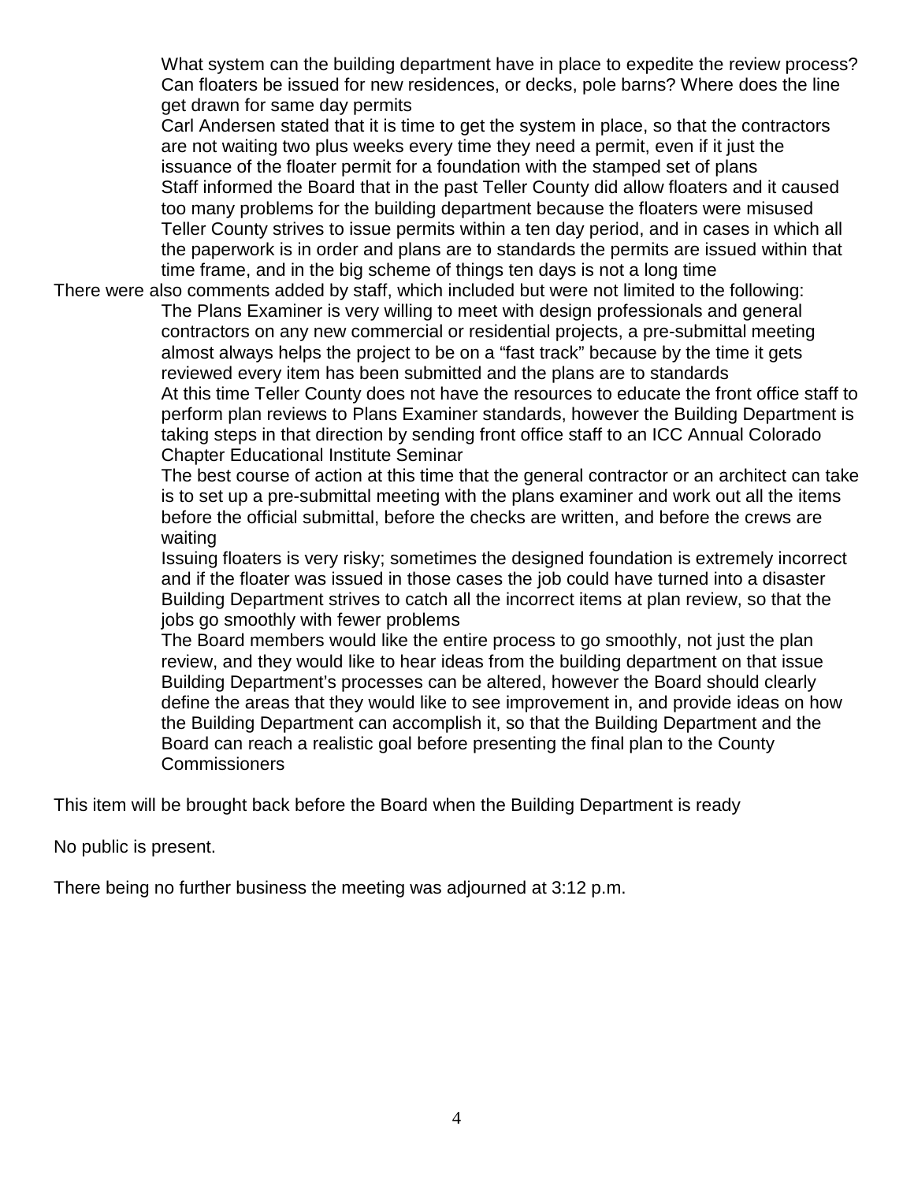What system can the building department have in place to expedite the review process? Can floaters be issued for new residences, or decks, pole barns? Where does the line get drawn for same day permits

Carl Andersen stated that it is time to get the system in place, so that the contractors are not waiting two plus weeks every time they need a permit, even if it just the issuance of the floater permit for a foundation with the stamped set of plans

Staff informed the Board that in the past Teller County did allow floaters and it caused too many problems for the building department because the floaters were misused

Teller County strives to issue permits within a ten day period, and in cases in which all the paperwork is in order and plans are to standards the permits are issued within that time frame, and in the big scheme of things ten days is not a long time

There were also comments added by staff, which included but were not limited to the following:

The Plans Examiner is very willing to meet with design professionals and general contractors on any new commercial or residential projects, a pre-submittal meeting almost always helps the project to be on a "fast track" because by the time it gets reviewed every item has been submitted and the plans are to standards

At this time Teller County does not have the resources to educate the front office staff to perform plan reviews to Plans Examiner standards, however the Building Department is taking steps in that direction by sending front office staff to an ICC Annual Colorado Chapter Educational Institute Seminar

The best course of action at this time that the general contractor or an architect can take is to set up a pre-submittal meeting with the plans examiner and work out all the items before the official submittal, before the checks are written, and before the crews are waiting

Issuing floaters is very risky; sometimes the designed foundation is extremely incorrect and if the floater was issued in those cases the job could have turned into a disaster

Building Department strives to catch all the incorrect items at plan review, so that the jobs go smoothly with fewer problems

The Board members would like the entire process to go smoothly, not just the plan review, and they would like to hear ideas from the building department on that issue

Building Department's processes can be altered, however the Board should clearly define the areas that they would like to see improvement in, and provide ideas on how the Building Department can accomplish it, so that the Building Department and the Board can reach a realistic goal before presenting the final plan to the County Commissioners

This item will be brought back before the Board when the Building Department is ready

No public is present.

There being no further business the meeting was adjourned at 3:12 p.m.